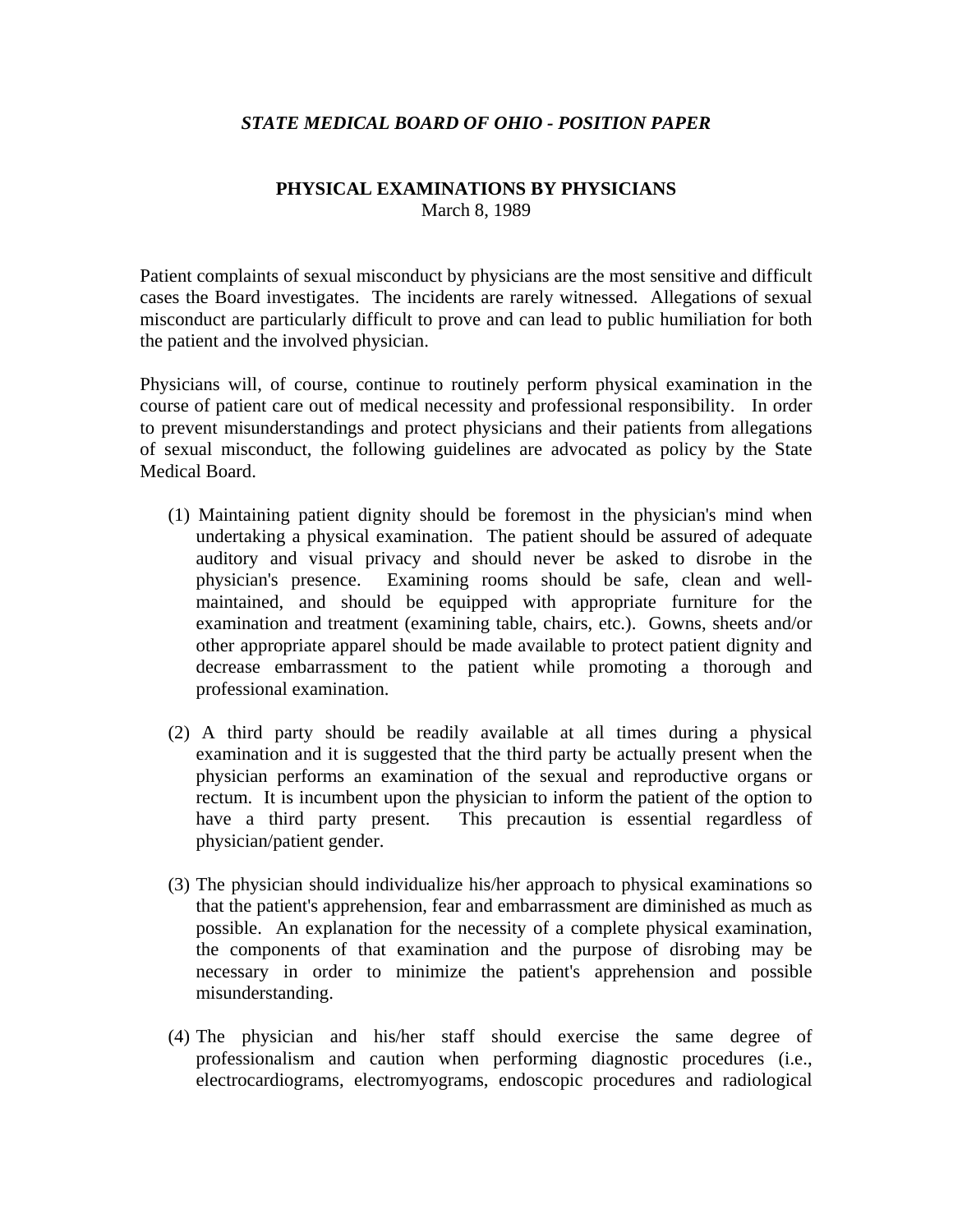*STATE MEDICAL BOARD OF OHIO - POSITION PAPER*

**PHYSICAL EXAMINATIONS BY PHYSICIANS**

March 8, 1989

Patient complaints of sexual misconduct by physicians are the most sensitive and difficult cases the Board investigates. The incidents are rarely witnessed. Allegations of sexual misconduct are particularly difficult to prove and can lead to public humiliation for both the patient and the involved physician.

Physicians will, of course, continue to routinely perform physical examination in the course of patient care out of medical necessity and professional responsibility. In order to prevent misunderstandings and protect physicians and their patients from allegations of sexual misconduct, the following guidelines are advocated as policy by the State Medical Board.

(1) Maintaining patient dignity should be foremost in the physician's mind when undertaking a physical examination. The patient should be assured of adequate auditory and visual privacy and should never be asked to disrobe in the physician's presence. Examining rooms should be safe, clean and well-maintained, and should be equipped with appropriate furniture for the examination and treatment (examining table, chairs, etc.). Gowns, sheets and/or other appropriate apparel should be made available to protect patient dignity and decrease embarrassment to the patient while promoting a thorough and professional examination.

(2) A third party should be readily available at all times during a physical examination and it is suggested that the third party be actually present when the physician performs an examination of the sexual and reproductive organs or rectum. It is incumbent upon the physician to inform the patient of the option to have a third party present. This precaution is essential regardless of physician/patient gender.

(3) The physician should individualize his/her approach to physical examinations so that the patient's apprehension, fear and embarrassment are diminished as much as possible. An explanation for the necessity of a complete physical examination, the components of that examination and the purpose of disrobing may be necessary in order to minimize the patient's apprehension and possible misunderstanding.

(4) The physician and his/her staff should exercise the same degree of professionalism and caution when performing diagnostic procedures (i.e., electrocardiograms, electromyograms, endoscopic procedures and radiological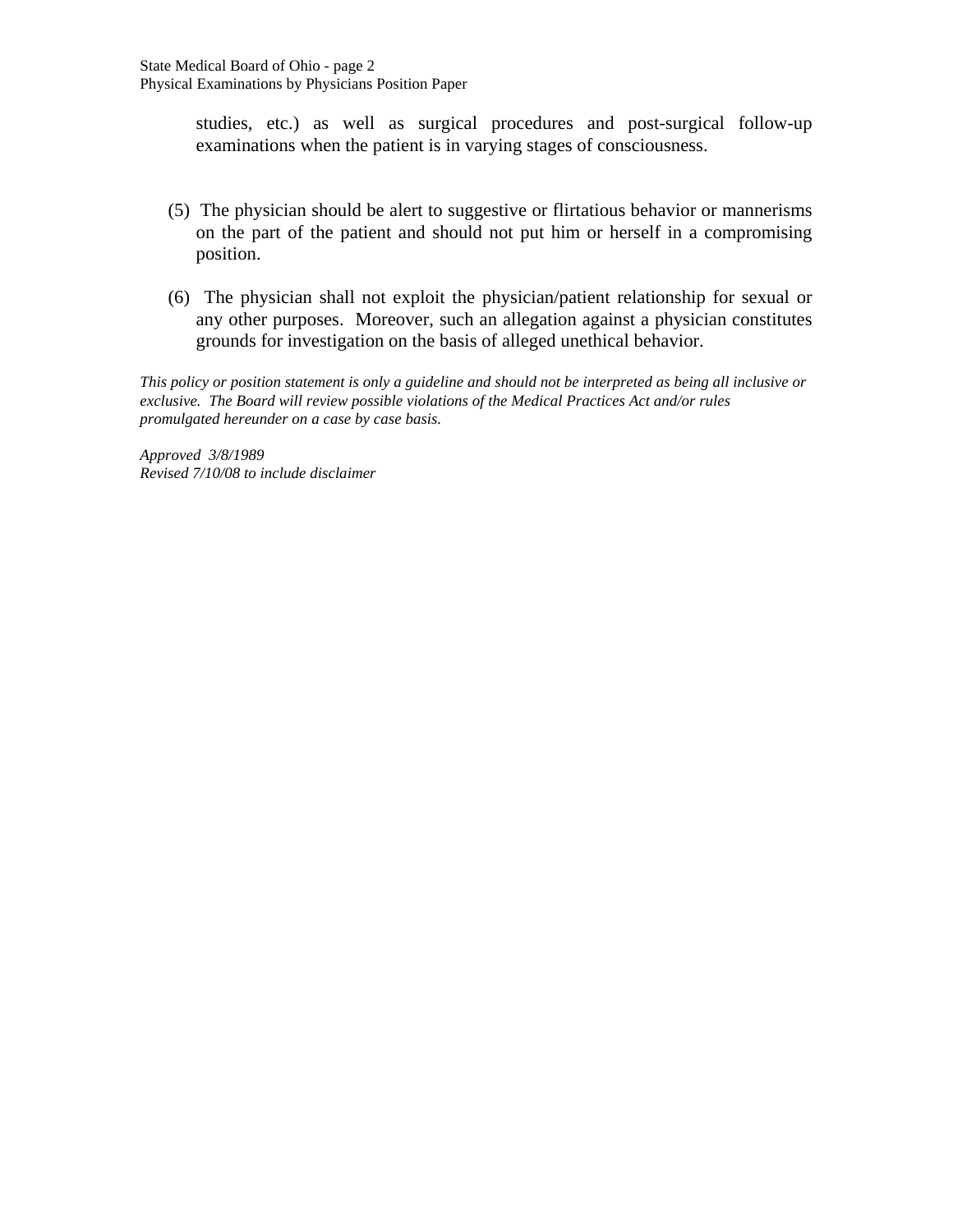studies, etc.) as well as surgical procedures and post-surgical follow-up examinations when the patient is in varying stages of consciousness.

(5) The physician should be alert to suggestive or flirtatious behavior or mannerisms on the part of the patient and should not put him or herself in a compromising position.

(6) The physician shall not exploit the physician/patient relationship for sexual or any other purposes. Moreover, such an allegation against a physician constitutes grounds for investigation on the basis of alleged unethical behavior.

*This policy or position statement is only a guideline and should not be interpreted as being all inclusive or exclusive. The Board will review possible violations of the Medical Practices Act and/or rules promulgated hereunder on a case by case basis.*

*Approved 3/8/1989*
*Revised 7/10/08 to include disclaimer*